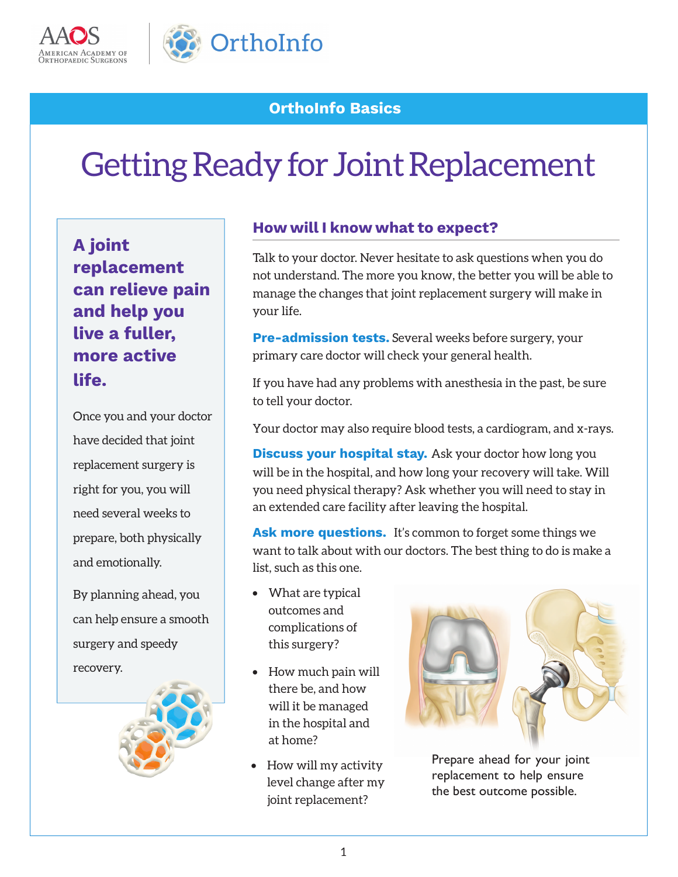OrthoInfo Basics

# Getting Ready for Joint Replacement

**A joint replacement can relieve pain and help you live a fuller, more active life.**

Once you and your doctor have decided that joint replacement surgery is right for you, you will need several weeks to prepare, both physically and emotionally.

By planning ahead, you can help ensure a smooth surgery and speedy recovery.

## How will I know what to expect?

Talk to your doctor. Never hesitate to ask questions when you do not understand. The more you know, the better you will be able to manage the changes that joint replacement surgery will make in your life.

**Pre-admission tests.** Several weeks before surgery, your primary care doctor will check your general health.

If you have had any problems with anesthesia in the past, be sure to tell your doctor.

Your doctor may also require blood tests, a cardiogram, and x-rays.

**Discuss your hospital stay.** Ask your doctor how long you will be in the hospital, and how long your recovery will take. Will you need physical therapy? Ask whether you will need to stay in an extended care facility after leaving the hospital.

**Ask more questions.** It's common to forget some things we want to talk about with our doctors. The best thing to do is make a list, such as this one.

- What are typical outcomes and complications of this surgery?
- How much pain will there be, and how will it be managed in the hospital and at home?
- How will my activity level change after my joint replacement?

Prepare ahead for your joint replacement to help ensure the best outcome possible.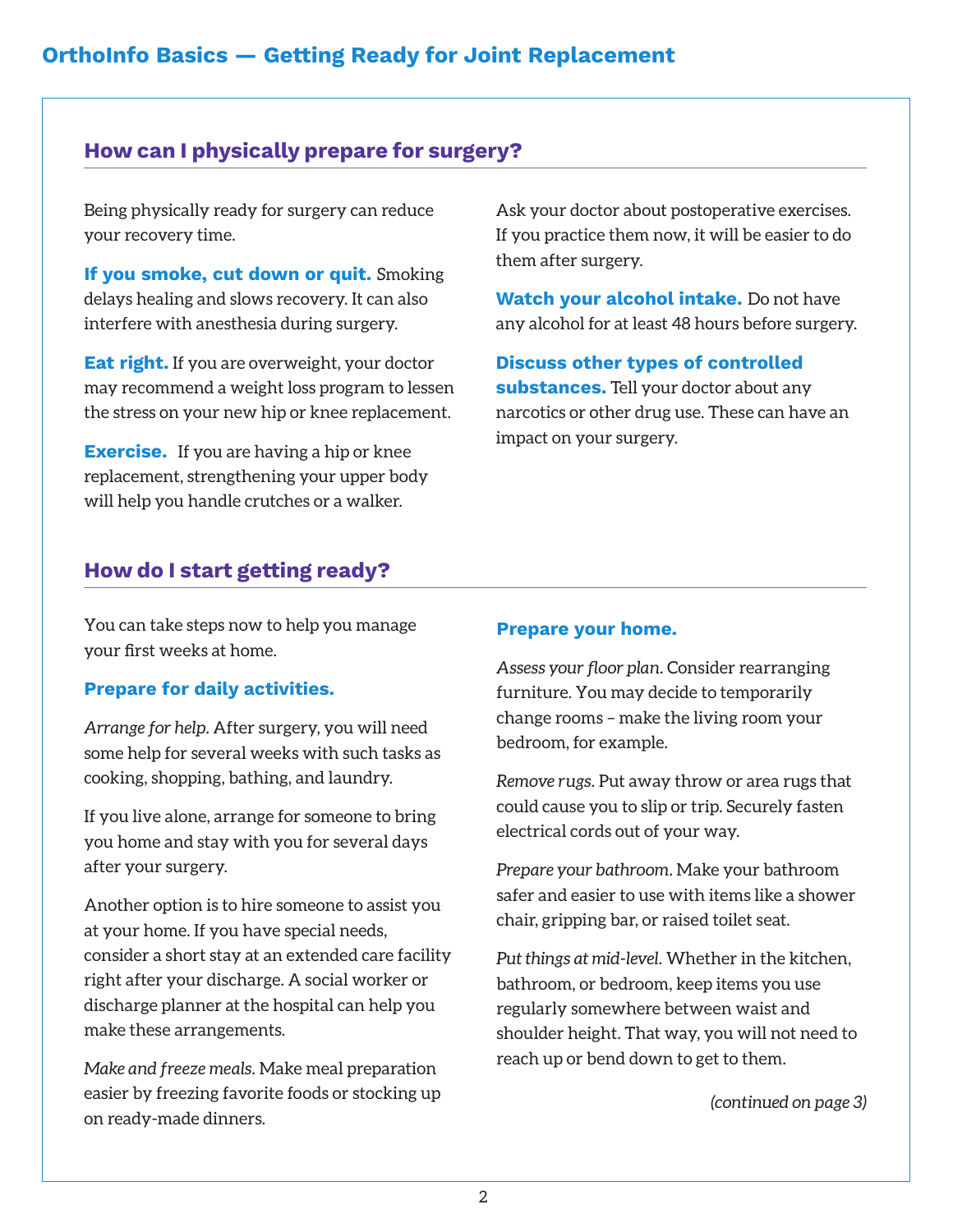# OrthoInfo Basics — Getting Ready for Joint Replacement

## How can I physically prepare for surgery?

Being physically ready for surgery can reduce your recovery time.

**If you smoke, cut down or quit.** Smoking delays healing and slows recovery. It can also interfere with anesthesia during surgery.

**Eat right.** If you are overweight, your doctor may recommend a weight loss program to lessen the stress on your new hip or knee replacement.

**Exercise.** If you are having a hip or knee replacement, strengthening your upper body will help you handle crutches or a walker.

Ask your doctor about postoperative exercises. If you practice them now, it will be easier to do them after surgery.

**Watch your alcohol intake.** Do not have any alcohol for at least 48 hours before surgery.

**Discuss other types of controlled substances.** Tell your doctor about any narcotics or other drug use. These can have an impact on your surgery.

## How do I start getting ready?

You can take steps now to help you manage your first weeks at home.

### Prepare for daily activities.

*Arrange for help.* After surgery, you will need some help for several weeks with such tasks as cooking, shopping, bathing, and laundry.

If you live alone, arrange for someone to bring you home and stay with you for several days after your surgery.

Another option is to hire someone to assist you at your home. If you have special needs, consider a short stay at an extended care facility right after your discharge. A social worker or discharge planner at the hospital can help you make these arrangements.

*Make and freeze meals.* Make meal preparation easier by freezing favorite foods or stocking up on ready-made dinners.

### Prepare your home.

*Assess your floor plan.* Consider rearranging furniture. You may decide to temporarily change rooms – make the living room your bedroom, for example.

*Remove rugs.* Put away throw or area rugs that could cause you to slip or trip. Securely fasten electrical cords out of your way.

*Prepare your bathroom.* Make your bathroom safer and easier to use with items like a shower chair, gripping bar, or raised toilet seat.

*Put things at mid-level.* Whether in the kitchen, bathroom, or bedroom, keep items you use regularly somewhere between waist and shoulder height. That way, you will not need to reach up or bend down to get to them.

*(continued on page 3)*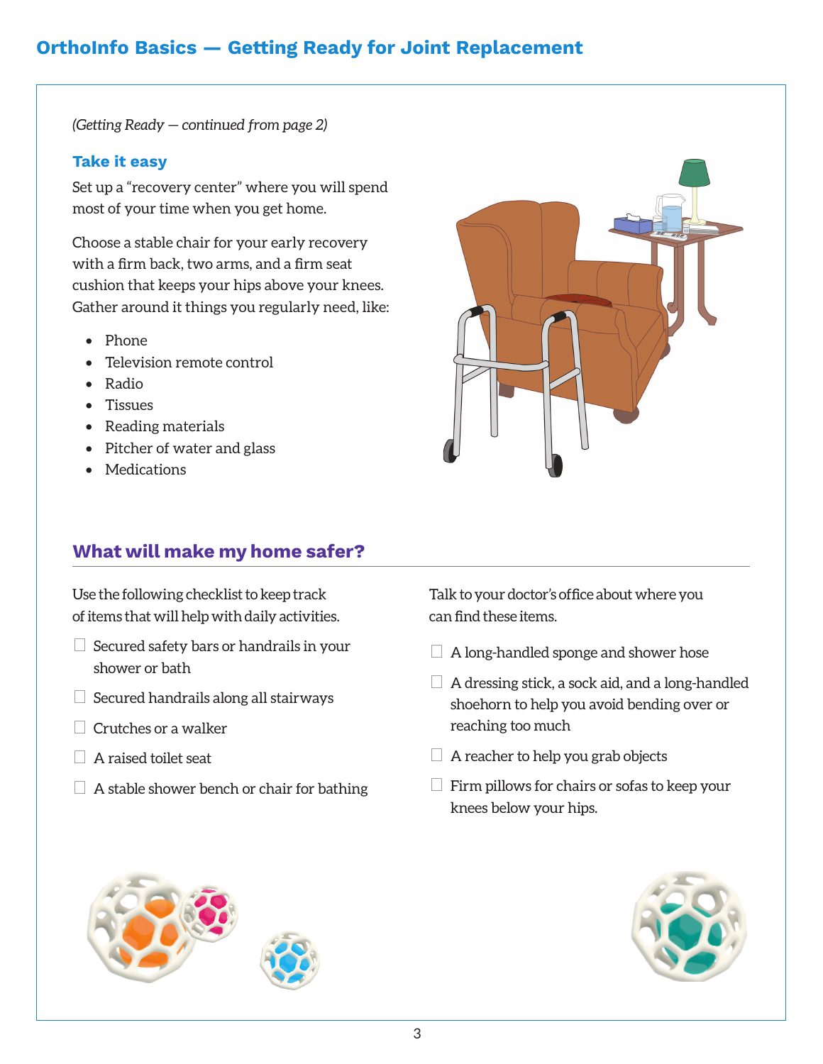*(Getting Ready — continued from page 2)*

### Take it easy

Set up a "recovery center" where you will spend most of your time when you get home.

Choose a stable chair for your early recovery with a firm back, two arms, and a firm seat cushion that keeps your hips above your knees. Gather around it things you regularly need, like:

- Phone
- Television remote control
- Radio
- Tissues
- Reading materials
- Pitcher of water and glass
- Medications

## What will make my home safer?

Use the following checklist to keep track of items that will help with daily activities.

- ☐ Secured safety bars or handrails in your shower or bath
- ☐ Secured handrails along all stairways
- ☐ Crutches or a walker
- ☐ A raised toilet seat
- ☐ A stable shower bench or chair for bathing

Talk to your doctor's office about where you can find these items.

- ☐ A long-handled sponge and shower hose
- ☐ A dressing stick, a sock aid, and a long-handled shoehorn to help you avoid bending over or reaching too much
- ☐ A reacher to help you grab objects
- ☐ Firm pillows for chairs or sofas to keep your knees below your hips.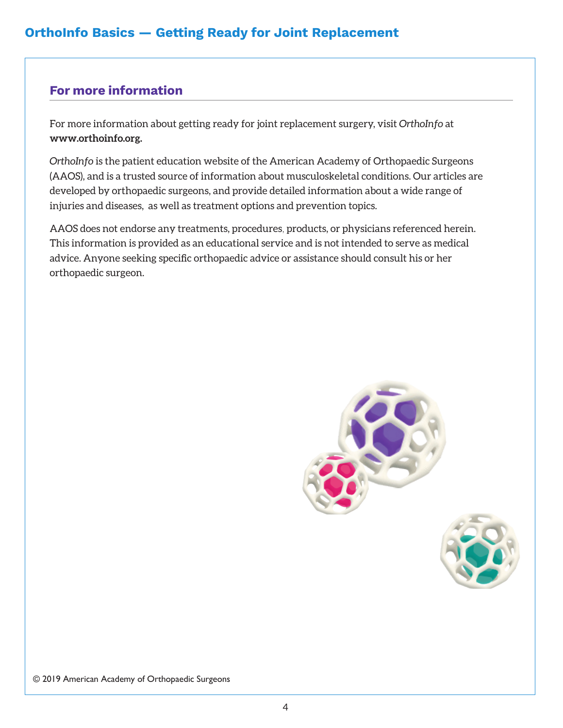## For more information

For more information about getting ready for joint replacement surgery, visit *OrthoInfo* at **www.orthoinfo.org.**

*OrthoInfo* is the patient education website of the American Academy of Orthopaedic Surgeons (AAOS), and is a trusted source of information about musculoskeletal conditions. Our articles are developed by orthopaedic surgeons, and provide detailed information about a wide range of injuries and diseases, as well as treatment options and prevention topics.

AAOS does not endorse any treatments, procedures, products, or physicians referenced herein. This information is provided as an educational service and is not intended to serve as medical advice. Anyone seeking specific orthopaedic advice or assistance should consult his or her orthopaedic surgeon.

© 2019 American Academy of Orthopaedic Surgeons